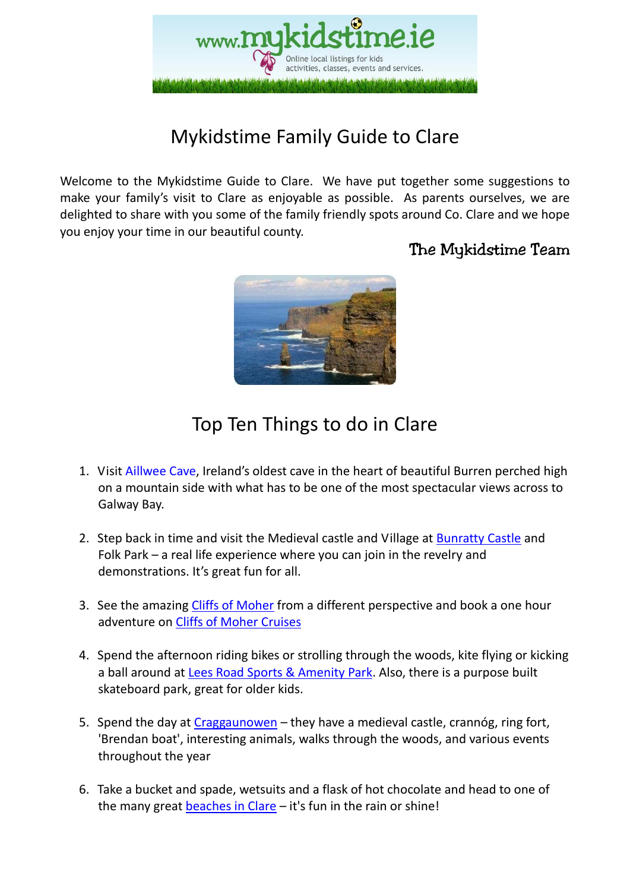# Mykidstime Family Guide to Clare

Welcome to the Mykidstime Guide to Clare. We have put together some suggestions to make your family's visit to Clare as enjoyable as possible. As parents ourselves, we are delighted to share with you some of the family friendly spots around Co. Clare and we hope you enjoy your time in our beautiful county.

The Mykidstime Team

## Top Ten Things to do in Clare

1. Visit Aillwee Cave, Ireland's oldest cave in the heart of beautiful Burren perched high on a mountain side with what has to be one of the most spectacular views across to Galway Bay.

2. Step back in time and visit the Medieval castle and Village at Bunratty Castle and Folk Park – a real life experience where you can join in the revelry and demonstrations. It's great fun for all.

3. See the amazing Cliffs of Moher from a different perspective and book a one hour adventure on Cliffs of Moher Cruises

4. Spend the afternoon riding bikes or strolling through the woods, kite flying or kicking a ball around at Lees Road Sports & Amenity Park. Also, there is a purpose built skateboard park, great for older kids.

5. Spend the day at Craggaunowen – they have a medieval castle, crannóg, ring fort, 'Brendan boat', interesting animals, walks through the woods, and various events throughout the year

6. Take a bucket and spade, wetsuits and a flask of hot chocolate and head to one of the many great beaches in Clare – it's fun in the rain or shine!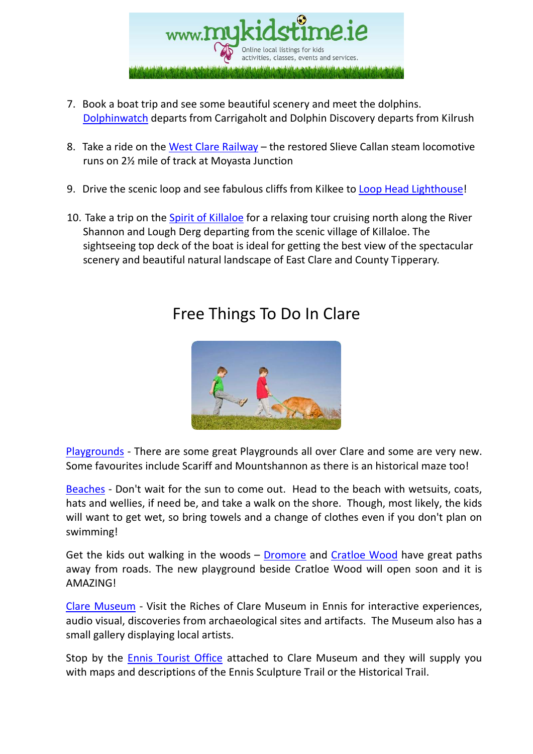7. Book a boat trip and see some beautiful scenery and meet the dolphins. Dolphinwatch departs from Carrigaholt and Dolphin Discovery departs from Kilrush

8. Take a ride on the West Clare Railway – the restored Slieve Callan steam locomotive runs on 2½ mile of track at Moyasta Junction

9. Drive the scenic loop and see fabulous cliffs from Kilkee to Loop Head Lighthouse!

10. Take a trip on the Spirit of Killaloe for a relaxing tour cruising north along the River Shannon and Lough Derg departing from the scenic village of Killaloe. The sightseeing top deck of the boat is ideal for getting the best view of the spectacular scenery and beautiful natural landscape of East Clare and County Tipperary.

## Free Things To Do In Clare

Playgrounds - There are some great Playgrounds all over Clare and some are very new. Some favourites include Scariff and Mountshannon as there is an historical maze too!

Beaches - Don't wait for the sun to come out. Head to the beach with wetsuits, coats, hats and wellies, if need be, and take a walk on the shore. Though, most likely, the kids will want to get wet, so bring towels and a change of clothes even if you don't plan on swimming!

Get the kids out walking in the woods – Dromore and Cratloe Wood have great paths away from roads. The new playground beside Cratloe Wood will open soon and it is AMAZING!

Clare Museum - Visit the Riches of Clare Museum in Ennis for interactive experiences, audio visual, discoveries from archaeological sites and artifacts. The Museum also has a small gallery displaying local artists.

Stop by the Ennis Tourist Office attached to Clare Museum and they will supply you with maps and descriptions of the Ennis Sculpture Trail or the Historical Trail.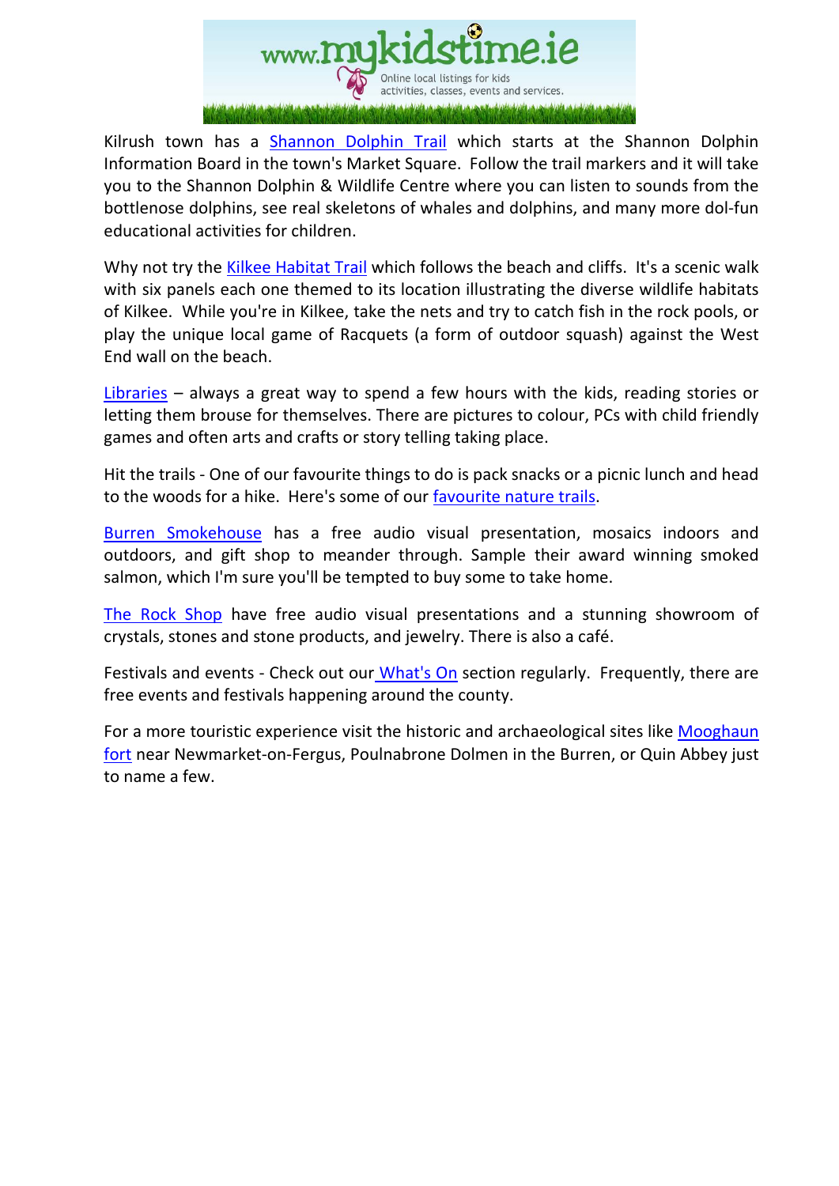Kilrush town has a Shannon Dolphin Trail which starts at the Shannon Dolphin Information Board in the town's Market Square. Follow the trail markers and it will take you to the Shannon Dolphin & Wildlife Centre where you can listen to sounds from the bottlenose dolphins, see real skeletons of whales and dolphins, and many more dol-fun educational activities for children.

Why not try the Kilkee Habitat Trail which follows the beach and cliffs. It's a scenic walk with six panels each one themed to its location illustrating the diverse wildlife habitats of Kilkee. While you're in Kilkee, take the nets and try to catch fish in the rock pools, or play the unique local game of Racquets (a form of outdoor squash) against the West End wall on the beach.

Libraries – always a great way to spend a few hours with the kids, reading stories or letting them brouse for themselves. There are pictures to colour, PCs with child friendly games and often arts and crafts or story telling taking place.

Hit the trails - One of our favourite things to do is pack snacks or a picnic lunch and head to the woods for a hike. Here's some of our favourite nature trails.

Burren Smokehouse has a free audio visual presentation, mosaics indoors and outdoors, and gift shop to meander through. Sample their award winning smoked salmon, which I'm sure you'll be tempted to buy some to take home.

The Rock Shop have free audio visual presentations and a stunning showroom of crystals, stones and stone products, and jewelry. There is also a café.

Festivals and events - Check out our What's On section regularly. Frequently, there are free events and festivals happening around the county.

For a more touristic experience visit the historic and archaeological sites like Mooghaun fort near Newmarket-on-Fergus, Poulnabrone Dolmen in the Burren, or Quin Abbey just to name a few.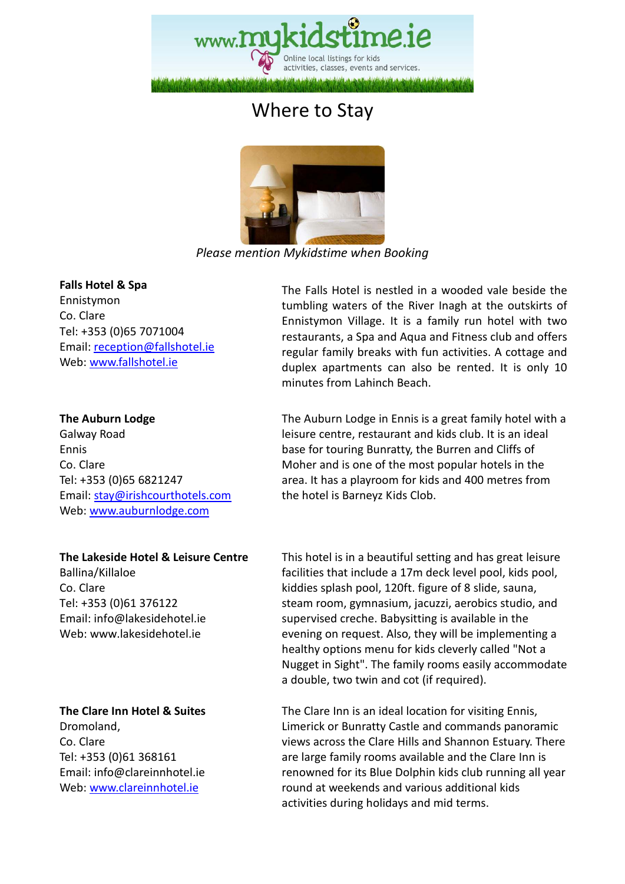# Where to Stay

*Please mention Mykidstime when Booking*

**Falls Hotel & Spa**
Ennistymon
Co. Clare
Tel: +353 (0)65 7071004
Email: reception@fallshotel.ie
Web: www.fallshotel.ie

The Falls Hotel is nestled in a wooded vale beside the tumbling waters of the River Inagh at the outskirts of Ennistymon Village. It is a family run hotel with two restaurants, a Spa and Aqua and Fitness club and offers regular family breaks with fun activities. A cottage and duplex apartments can also be rented. It is only 10 minutes from Lahinch Beach.

**The Auburn Lodge**
Galway Road
Ennis
Co. Clare
Tel: +353 (0)65 6821247
Email: stay@irishcourthotels.com
Web: www.auburnlodge.com

The Auburn Lodge in Ennis is a great family hotel with a leisure centre, restaurant and kids club. It is an ideal base for touring Bunratty, the Burren and Cliffs of Moher and is one of the most popular hotels in the area. It has a playroom for kids and 400 metres from the hotel is Barneyz Kids Clob.

**The Lakeside Hotel & Leisure Centre**
Ballina/Killaloe
Co. Clare
Tel: +353 (0)61 376122
Email: info@lakesidehotel.ie
Web: www.lakesidehotel.ie

This hotel is in a beautiful setting and has great leisure facilities that include a 17m deck level pool, kids pool, kiddies splash pool, 120ft. figure of 8 slide, sauna, steam room, gymnasium, jacuzzi, aerobics studio, and supervised creche. Babysitting is available in the evening on request. Also, they will be implementing a healthy options menu for kids cleverly called "Not a Nugget in Sight". The family rooms easily accommodate a double, two twin and cot (if required).

**The Clare Inn Hotel & Suites**
Dromoland,
Co. Clare
Tel: +353 (0)61 368161
Email: info@clareinnhotel.ie
Web: www.clareinnhotel.ie

The Clare Inn is an ideal location for visiting Ennis, Limerick or Bunratty Castle and commands panoramic views across the Clare Hills and Shannon Estuary. There are large family rooms available and the Clare Inn is renowned for its Blue Dolphin kids club running all year round at weekends and various additional kids activities during holidays and mid terms.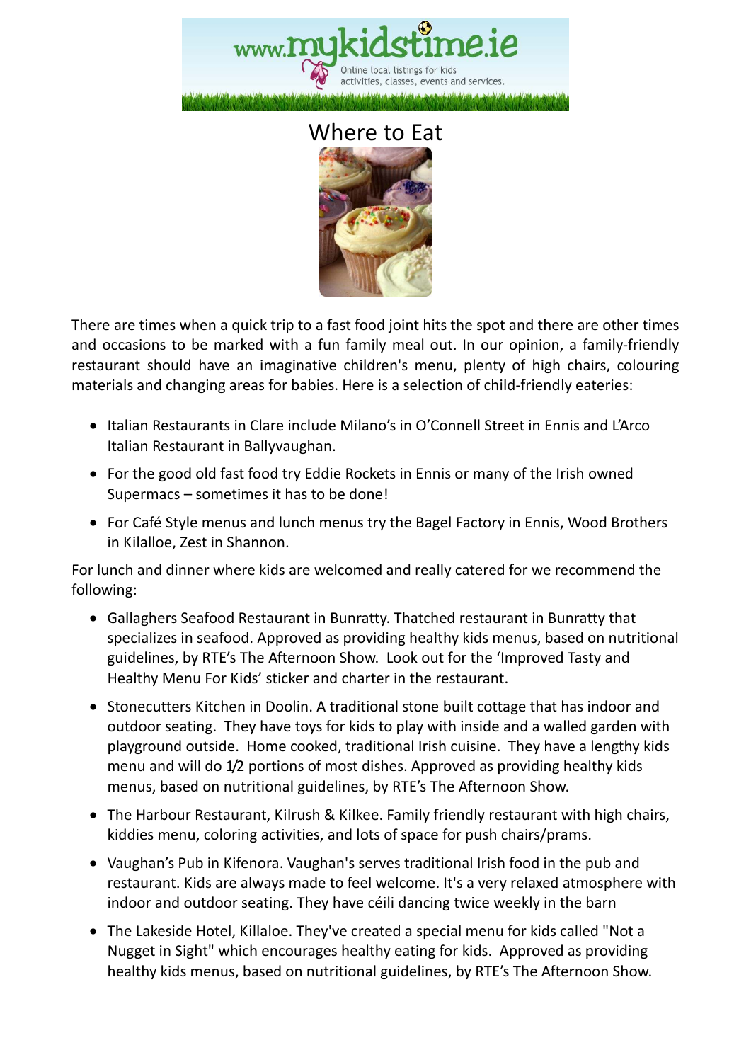# Where to Eat

There are times when a quick trip to a fast food joint hits the spot and there are other times and occasions to be marked with a fun family meal out. In our opinion, a family-friendly restaurant should have an imaginative children's menu, plenty of high chairs, colouring materials and changing areas for babies. Here is a selection of child-friendly eateries:

- Italian Restaurants in Clare include Milano's in O'Connell Street in Ennis and L'Arco Italian Restaurant in Ballyvaughan.
- For the good old fast food try Eddie Rockets in Ennis or many of the Irish owned Supermacs – sometimes it has to be done!
- For Café Style menus and lunch menus try the Bagel Factory in Ennis, Wood Brothers in Kilalloe, Zest in Shannon.

For lunch and dinner where kids are welcomed and really catered for we recommend the following:

- Gallaghers Seafood Restaurant in Bunratty. Thatched restaurant in Bunratty that specializes in seafood. Approved as providing healthy kids menus, based on nutritional guidelines, by RTE's The Afternoon Show. Look out for the 'Improved Tasty and Healthy Menu For Kids' sticker and charter in the restaurant.
- Stonecutters Kitchen in Doolin. A traditional stone built cottage that has indoor and outdoor seating. They have toys for kids to play with inside and a walled garden with playground outside. Home cooked, traditional Irish cuisine. They have a lengthy kids menu and will do ½ portions of most dishes. Approved as providing healthy kids menus, based on nutritional guidelines, by RTE's The Afternoon Show.
- The Harbour Restaurant, Kilrush & Kilkee. Family friendly restaurant with high chairs, kiddies menu, coloring activities, and lots of space for push chairs/prams.
- Vaughan's Pub in Kifenora. Vaughan's serves traditional Irish food in the pub and restaurant. Kids are always made to feel welcome. It's a very relaxed atmosphere with indoor and outdoor seating. They have céili dancing twice weekly in the barn
- The Lakeside Hotel, Killaloe. They've created a special menu for kids called "Not a Nugget in Sight" which encourages healthy eating for kids. Approved as providing healthy kids menus, based on nutritional guidelines, by RTE's The Afternoon Show.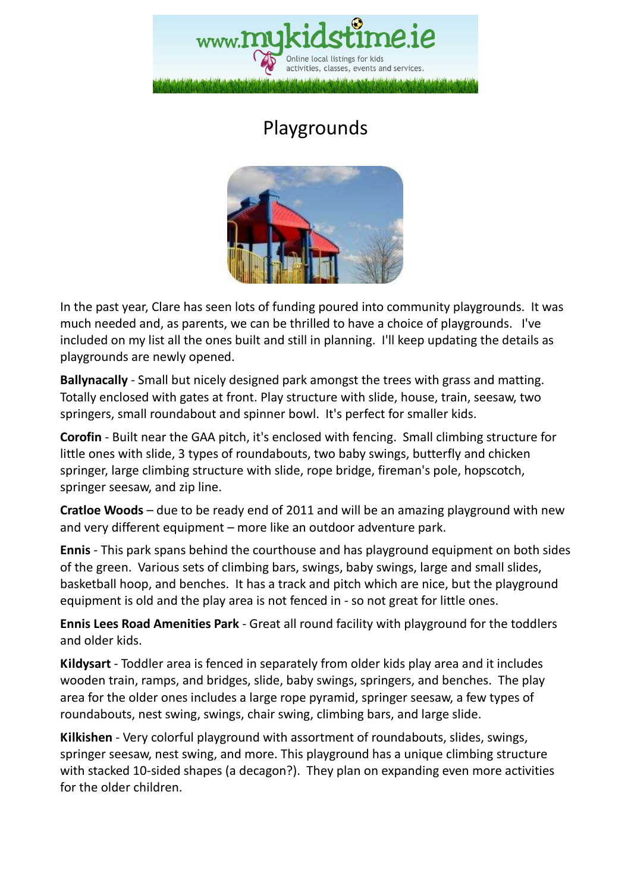# Playgrounds

In the past year, Clare has seen lots of funding poured into community playgrounds. It was much needed and, as parents, we can be thrilled to have a choice of playgrounds. I've included on my list all the ones built and still in planning. I'll keep updating the details as playgrounds are newly opened.

**Ballynacally** - Small but nicely designed park amongst the trees with grass and matting. Totally enclosed with gates at front. Play structure with slide, house, train, seesaw, two springers, small roundabout and spinner bowl. It's perfect for smaller kids.

**Corofin** - Built near the GAA pitch, it's enclosed with fencing. Small climbing structure for little ones with slide, 3 types of roundabouts, two baby swings, butterfly and chicken springer, large climbing structure with slide, rope bridge, fireman's pole, hopscotch, springer seesaw, and zip line.

**Cratloe Woods** – due to be ready end of 2011 and will be an amazing playground with new and very different equipment – more like an outdoor adventure park.

**Ennis** - This park spans behind the courthouse and has playground equipment on both sides of the green. Various sets of climbing bars, swings, baby swings, large and small slides, basketball hoop, and benches. It has a track and pitch which are nice, but the playground equipment is old and the play area is not fenced in - so not great for little ones.

**Ennis Lees Road Amenities Park** - Great all round facility with playground for the toddlers and older kids.

**Kildysart** - Toddler area is fenced in separately from older kids play area and it includes wooden train, ramps, and bridges, slide, baby swings, springers, and benches. The play area for the older ones includes a large rope pyramid, springer seesaw, a few types of roundabouts, nest swing, swings, chair swing, climbing bars, and large slide.

**Kilkishen** - Very colorful playground with assortment of roundabouts, slides, swings, springer seesaw, nest swing, and more. This playground has a unique climbing structure with stacked 10-sided shapes (a decagon?). They plan on expanding even more activities for the older children.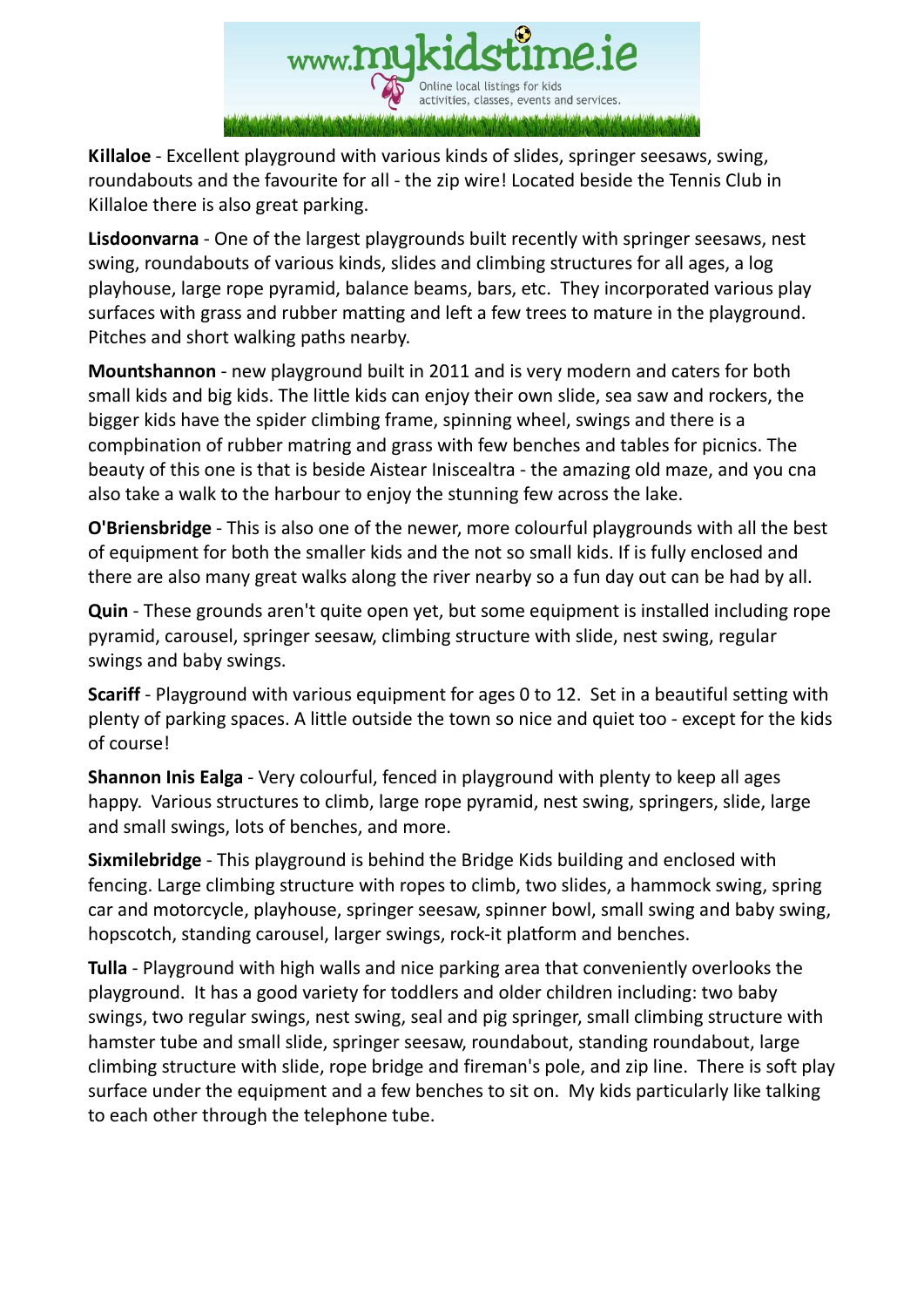**Killaloe** - Excellent playground with various kinds of slides, springer seesaws, swing, roundabouts and the favourite for all - the zip wire! Located beside the Tennis Club in Killaloe there is also great parking.

**Lisdoonvarna** - One of the largest playgrounds built recently with springer seesaws, nest swing, roundabouts of various kinds, slides and climbing structures for all ages, a log playhouse, large rope pyramid, balance beams, bars, etc. They incorporated various play surfaces with grass and rubber matting and left a few trees to mature in the playground. Pitches and short walking paths nearby.

**Mountshannon** - new playground built in 2011 and is very modern and caters for both small kids and big kids. The little kids can enjoy their own slide, sea saw and rockers, the bigger kids have the spider climbing frame, spinning wheel, swings and there is a compbination of rubber matring and grass with few benches and tables for picnics. The beauty of this one is that is beside Aistear Iniscealtra - the amazing old maze, and you cna also take a walk to the harbour to enjoy the stunning few across the lake.

**O'Briensbridge** - This is also one of the newer, more colourful playgrounds with all the best of equipment for both the smaller kids and the not so small kids. If is fully enclosed and there are also many great walks along the river nearby so a fun day out can be had by all.

**Quin** - These grounds aren't quite open yet, but some equipment is installed including rope pyramid, carousel, springer seesaw, climbing structure with slide, nest swing, regular swings and baby swings.

**Scariff** - Playground with various equipment for ages 0 to 12. Set in a beautiful setting with plenty of parking spaces. A little outside the town so nice and quiet too - except for the kids of course!

**Shannon Inis Ealga** - Very colourful, fenced in playground with plenty to keep all ages happy. Various structures to climb, large rope pyramid, nest swing, springers, slide, large and small swings, lots of benches, and more.

**Sixmilebridge** - This playground is behind the Bridge Kids building and enclosed with fencing. Large climbing structure with ropes to climb, two slides, a hammock swing, spring car and motorcycle, playhouse, springer seesaw, spinner bowl, small swing and baby swing, hopscotch, standing carousel, larger swings, rock-it platform and benches.

**Tulla** - Playground with high walls and nice parking area that conveniently overlooks the playground. It has a good variety for toddlers and older children including: two baby swings, two regular swings, nest swing, seal and pig springer, small climbing structure with hamster tube and small slide, springer seesaw, roundabout, standing roundabout, large climbing structure with slide, rope bridge and fireman's pole, and zip line. There is soft play surface under the equipment and a few benches to sit on. My kids particularly like talking to each other through the telephone tube.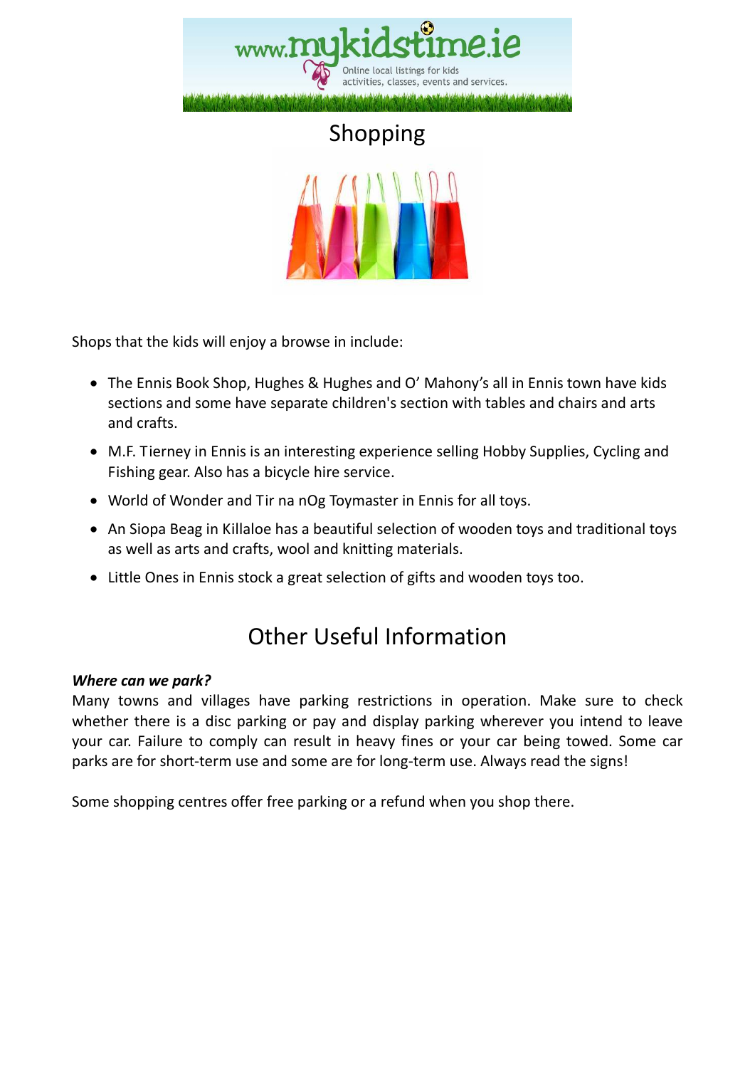# Shopping

Shops that the kids will enjoy a browse in include:

- The Ennis Book Shop, Hughes & Hughes and O' Mahony's all in Ennis town have kids sections and some have separate children's section with tables and chairs and arts and crafts.
- M.F. Tierney in Ennis is an interesting experience selling Hobby Supplies, Cycling and Fishing gear. Also has a bicycle hire service.
- World of Wonder and Tir na nOg Toymaster in Ennis for all toys.
- An Siopa Beag in Killaloe has a beautiful selection of wooden toys and traditional toys as well as arts and crafts, wool and knitting materials.
- Little Ones in Ennis stock a great selection of gifts and wooden toys too.

# Other Useful Information

***Where can we park?***
Many towns and villages have parking restrictions in operation. Make sure to check whether there is a disc parking or pay and display parking wherever you intend to leave your car. Failure to comply can result in heavy fines or your car being towed. Some car parks are for short-term use and some are for long-term use. Always read the signs!

Some shopping centres offer free parking or a refund when you shop there.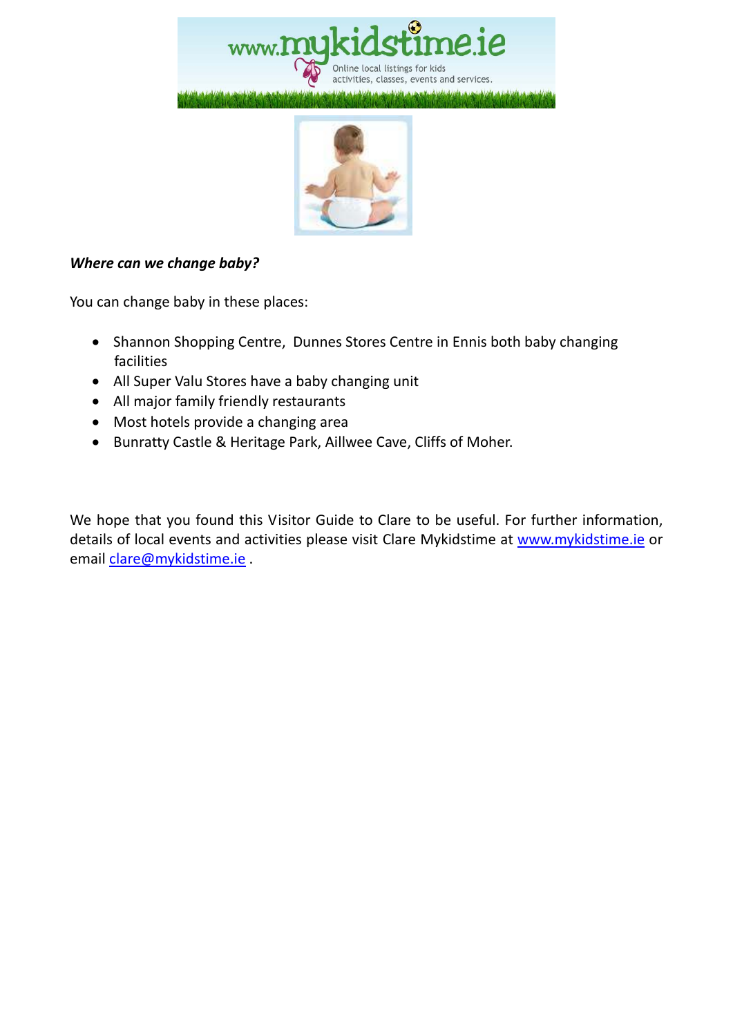***Where can we change baby?***

You can change baby in these places:

- Shannon Shopping Centre, Dunnes Stores Centre in Ennis both baby changing facilities
- All Super Valu Stores have a baby changing unit
- All major family friendly restaurants
- Most hotels provide a changing area
- Bunratty Castle & Heritage Park, Aillwee Cave, Cliffs of Moher.

We hope that you found this Visitor Guide to Clare to be useful. For further information, details of local events and activities please visit Clare Mykidstime at [www.mykidstime.ie](http://www.mykidstime.ie) or email [clare@mykidstime.ie](mailto:clare@mykidstime.ie) .